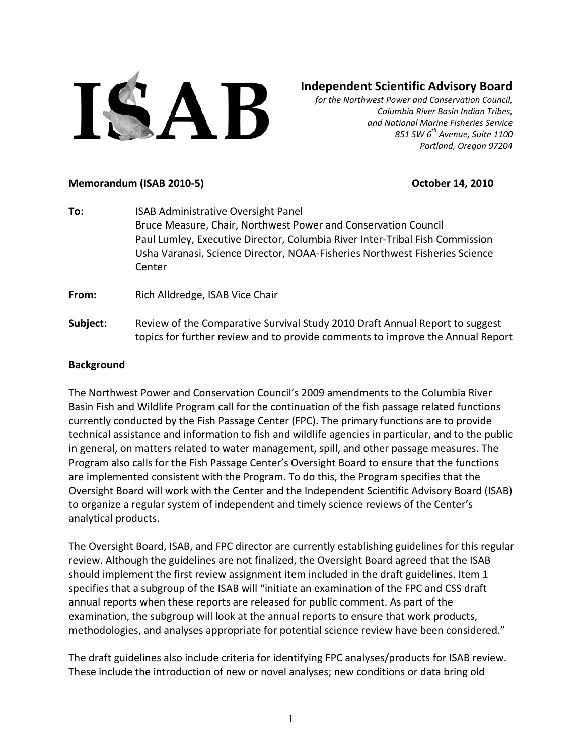ISAB

# Independent Scientific Advisory Board

*for the Northwest Power and Conservation Council,*
*Columbia River Basin Indian Tribes,*
*and National Marine Fisheries Service*
*851 SW 6th Avenue, Suite 1100*
*Portland, Oregon 97204*

**Memorandum (ISAB 2010-5)** **October 14, 2010**

**To:** ISAB Administrative Oversight Panel
Bruce Measure, Chair, Northwest Power and Conservation Council
Paul Lumley, Executive Director, Columbia River Inter-Tribal Fish Commission
Usha Varanasi, Science Director, NOAA-Fisheries Northwest Fisheries Science Center

**From:** Rich Alldredge, ISAB Vice Chair

**Subject:** Review of the Comparative Survival Study 2010 Draft Annual Report to suggest topics for further review and to provide comments to improve the Annual Report

## Background

The Northwest Power and Conservation Council's 2009 amendments to the Columbia River Basin Fish and Wildlife Program call for the continuation of the fish passage related functions currently conducted by the Fish Passage Center (FPC). The primary functions are to provide technical assistance and information to fish and wildlife agencies in particular, and to the public in general, on matters related to water management, spill, and other passage measures. The Program also calls for the Fish Passage Center's Oversight Board to ensure that the functions are implemented consistent with the Program. To do this, the Program specifies that the Oversight Board will work with the Center and the Independent Scientific Advisory Board (ISAB) to organize a regular system of independent and timely science reviews of the Center's analytical products.

The Oversight Board, ISAB, and FPC director are currently establishing guidelines for this regular review. Although the guidelines are not finalized, the Oversight Board agreed that the ISAB should implement the first review assignment item included in the draft guidelines. Item 1 specifies that a subgroup of the ISAB will "initiate an examination of the FPC and CSS draft annual reports when these reports are released for public comment. As part of the examination, the subgroup will look at the annual reports to ensure that work products, methodologies, and analyses appropriate for potential science review have been considered."

The draft guidelines also include criteria for identifying FPC analyses/products for ISAB review. These include the introduction of new or novel analyses; new conditions or data bring old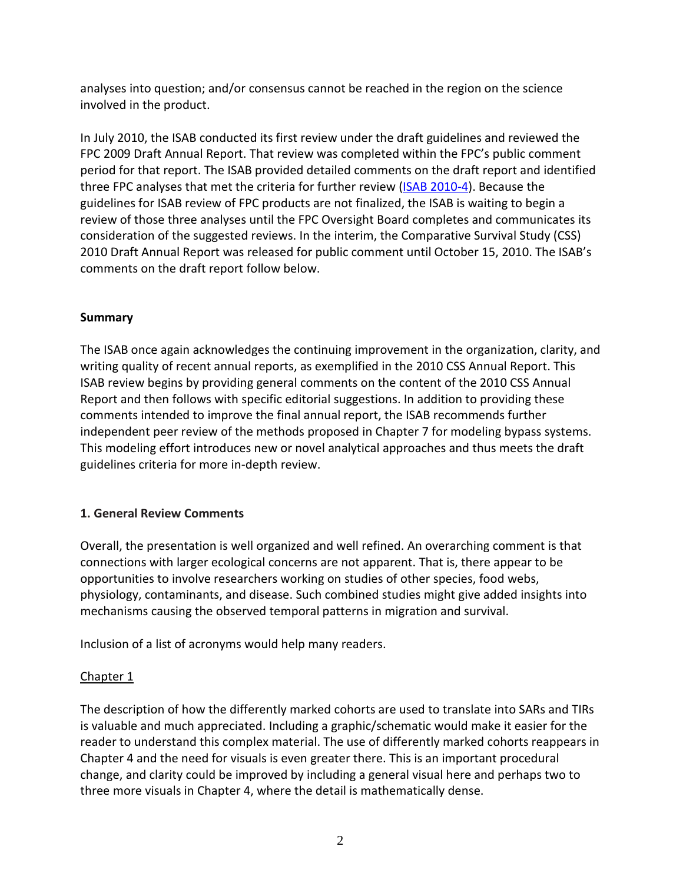analyses into question; and/or consensus cannot be reached in the region on the science involved in the product.

In July 2010, the ISAB conducted its first review under the draft guidelines and reviewed the FPC 2009 Draft Annual Report. That review was completed within the FPC's public comment period for that report. The ISAB provided detailed comments on the draft report and identified three FPC analyses that met the criteria for further review (ISAB 2010-4). Because the guidelines for ISAB review of FPC products are not finalized, the ISAB is waiting to begin a review of those three analyses until the FPC Oversight Board completes and communicates its consideration of the suggested reviews. In the interim, the Comparative Survival Study (CSS) 2010 Draft Annual Report was released for public comment until October 15, 2010. The ISAB's comments on the draft report follow below.

**Summary**

The ISAB once again acknowledges the continuing improvement in the organization, clarity, and writing quality of recent annual reports, as exemplified in the 2010 CSS Annual Report. This ISAB review begins by providing general comments on the content of the 2010 CSS Annual Report and then follows with specific editorial suggestions. In addition to providing these comments intended to improve the final annual report, the ISAB recommends further independent peer review of the methods proposed in Chapter 7 for modeling bypass systems. This modeling effort introduces new or novel analytical approaches and thus meets the draft guidelines criteria for more in-depth review.

**1. General Review Comments**

Overall, the presentation is well organized and well refined. An overarching comment is that connections with larger ecological concerns are not apparent. That is, there appear to be opportunities to involve researchers working on studies of other species, food webs, physiology, contaminants, and disease. Such combined studies might give added insights into mechanisms causing the observed temporal patterns in migration and survival.

Inclusion of a list of acronyms would help many readers.

Chapter 1

The description of how the differently marked cohorts are used to translate into SARs and TIRs is valuable and much appreciated. Including a graphic/schematic would make it easier for the reader to understand this complex material. The use of differently marked cohorts reappears in Chapter 4 and the need for visuals is even greater there. This is an important procedural change, and clarity could be improved by including a general visual here and perhaps two to three more visuals in Chapter 4, where the detail is mathematically dense.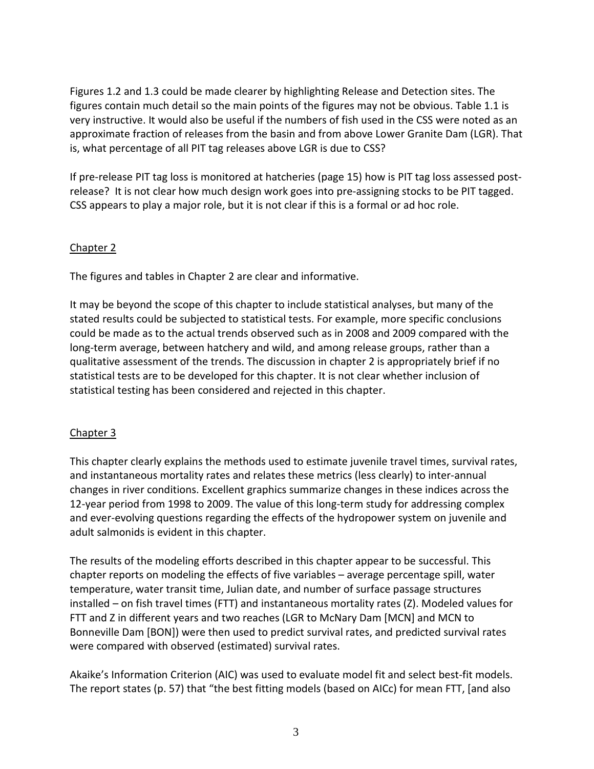Figures 1.2 and 1.3 could be made clearer by highlighting Release and Detection sites. The figures contain much detail so the main points of the figures may not be obvious. Table 1.1 is very instructive. It would also be useful if the numbers of fish used in the CSS were noted as an approximate fraction of releases from the basin and from above Lower Granite Dam (LGR). That is, what percentage of all PIT tag releases above LGR is due to CSS?

If pre-release PIT tag loss is monitored at hatcheries (page 15) how is PIT tag loss assessed post-release? It is not clear how much design work goes into pre-assigning stocks to be PIT tagged. CSS appears to play a major role, but it is not clear if this is a formal or ad hoc role.

## Chapter 2

The figures and tables in Chapter 2 are clear and informative.

It may be beyond the scope of this chapter to include statistical analyses, but many of the stated results could be subjected to statistical tests. For example, more specific conclusions could be made as to the actual trends observed such as in 2008 and 2009 compared with the long-term average, between hatchery and wild, and among release groups, rather than a qualitative assessment of the trends. The discussion in chapter 2 is appropriately brief if no statistical tests are to be developed for this chapter. It is not clear whether inclusion of statistical testing has been considered and rejected in this chapter.

## Chapter 3

This chapter clearly explains the methods used to estimate juvenile travel times, survival rates, and instantaneous mortality rates and relates these metrics (less clearly) to inter-annual changes in river conditions. Excellent graphics summarize changes in these indices across the 12-year period from 1998 to 2009. The value of this long-term study for addressing complex and ever-evolving questions regarding the effects of the hydropower system on juvenile and adult salmonids is evident in this chapter.

The results of the modeling efforts described in this chapter appear to be successful. This chapter reports on modeling the effects of five variables – average percentage spill, water temperature, water transit time, Julian date, and number of surface passage structures installed – on fish travel times (FTT) and instantaneous mortality rates (Z). Modeled values for FTT and Z in different years and two reaches (LGR to McNary Dam [MCN] and MCN to Bonneville Dam [BON]) were then used to predict survival rates, and predicted survival rates were compared with observed (estimated) survival rates.

Akaike's Information Criterion (AIC) was used to evaluate model fit and select best-fit models. The report states (p. 57) that "the best fitting models (based on AICc) for mean FTT, [and also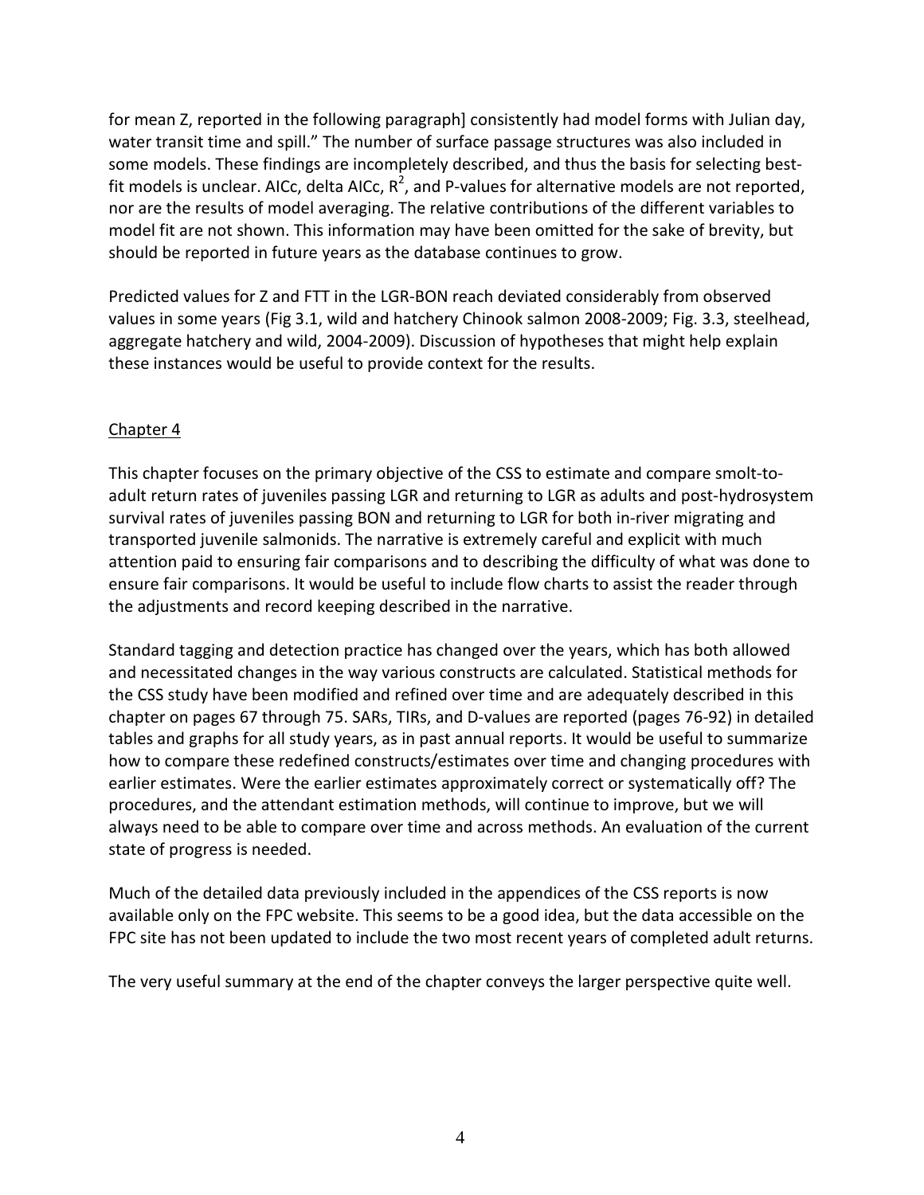for mean Z, reported in the following paragraph] consistently had model forms with Julian day, water transit time and spill." The number of surface passage structures was also included in some models. These findings are incompletely described, and thus the basis for selecting best-fit models is unclear. AICc, delta AICc, $R^2$, and P-values for alternative models are not reported, nor are the results of model averaging. The relative contributions of the different variables to model fit are not shown. This information may have been omitted for the sake of brevity, but should be reported in future years as the database continues to grow.

Predicted values for Z and FTT in the LGR-BON reach deviated considerably from observed values in some years (Fig 3.1, wild and hatchery Chinook salmon 2008-2009; Fig. 3.3, steelhead, aggregate hatchery and wild, 2004-2009). Discussion of hypotheses that might help explain these instances would be useful to provide context for the results.

## Chapter 4

This chapter focuses on the primary objective of the CSS to estimate and compare smolt-to-adult return rates of juveniles passing LGR and returning to LGR as adults and post-hydrosystem survival rates of juveniles passing BON and returning to LGR for both in-river migrating and transported juvenile salmonids. The narrative is extremely careful and explicit with much attention paid to ensuring fair comparisons and to describing the difficulty of what was done to ensure fair comparisons. It would be useful to include flow charts to assist the reader through the adjustments and record keeping described in the narrative.

Standard tagging and detection practice has changed over the years, which has both allowed and necessitated changes in the way various constructs are calculated. Statistical methods for the CSS study have been modified and refined over time and are adequately described in this chapter on pages 67 through 75. SARs, TIRs, and D-values are reported (pages 76-92) in detailed tables and graphs for all study years, as in past annual reports. It would be useful to summarize how to compare these redefined constructs/estimates over time and changing procedures with earlier estimates. Were the earlier estimates approximately correct or systematically off? The procedures, and the attendant estimation methods, will continue to improve, but we will always need to be able to compare over time and across methods. An evaluation of the current state of progress is needed.

Much of the detailed data previously included in the appendices of the CSS reports is now available only on the FPC website. This seems to be a good idea, but the data accessible on the FPC site has not been updated to include the two most recent years of completed adult returns.

The very useful summary at the end of the chapter conveys the larger perspective quite well.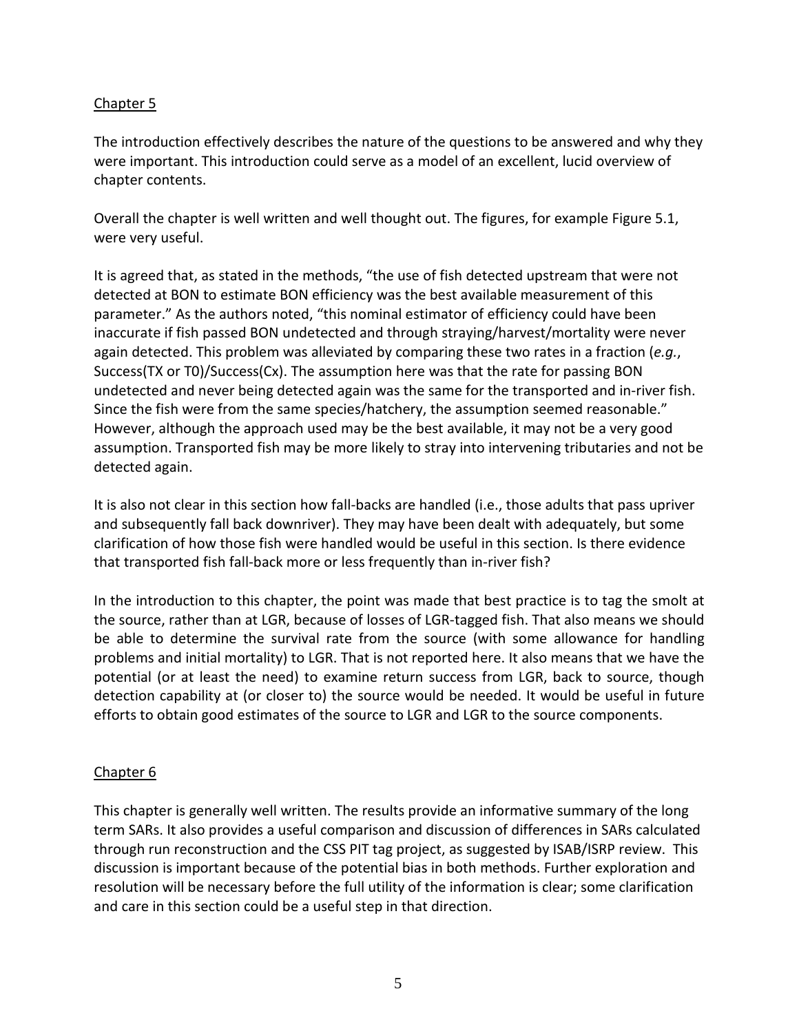## Chapter 5

The introduction effectively describes the nature of the questions to be answered and why they were important. This introduction could serve as a model of an excellent, lucid overview of chapter contents.

Overall the chapter is well written and well thought out. The figures, for example Figure 5.1, were very useful.

It is agreed that, as stated in the methods, "the use of fish detected upstream that were not detected at BON to estimate BON efficiency was the best available measurement of this parameter." As the authors noted, "this nominal estimator of efficiency could have been inaccurate if fish passed BON undetected and through straying/harvest/mortality were never again detected. This problem was alleviated by comparing these two rates in a fraction (*e.g.*, Success(TX or T0)/Success(Cx). The assumption here was that the rate for passing BON undetected and never being detected again was the same for the transported and in-river fish. Since the fish were from the same species/hatchery, the assumption seemed reasonable." However, although the approach used may be the best available, it may not be a very good assumption. Transported fish may be more likely to stray into intervening tributaries and not be detected again.

It is also not clear in this section how fall-backs are handled (i.e., those adults that pass upriver and subsequently fall back downriver). They may have been dealt with adequately, but some clarification of how those fish were handled would be useful in this section. Is there evidence that transported fish fall-back more or less frequently than in-river fish?

In the introduction to this chapter, the point was made that best practice is to tag the smolt at the source, rather than at LGR, because of losses of LGR-tagged fish. That also means we should be able to determine the survival rate from the source (with some allowance for handling problems and initial mortality) to LGR. That is not reported here. It also means that we have the potential (or at least the need) to examine return success from LGR, back to source, though detection capability at (or closer to) the source would be needed. It would be useful in future efforts to obtain good estimates of the source to LGR and LGR to the source components.

## Chapter 6

This chapter is generally well written. The results provide an informative summary of the long term SARs. It also provides a useful comparison and discussion of differences in SARs calculated through run reconstruction and the CSS PIT tag project, as suggested by ISAB/ISRP review. This discussion is important because of the potential bias in both methods. Further exploration and resolution will be necessary before the full utility of the information is clear; some clarification and care in this section could be a useful step in that direction.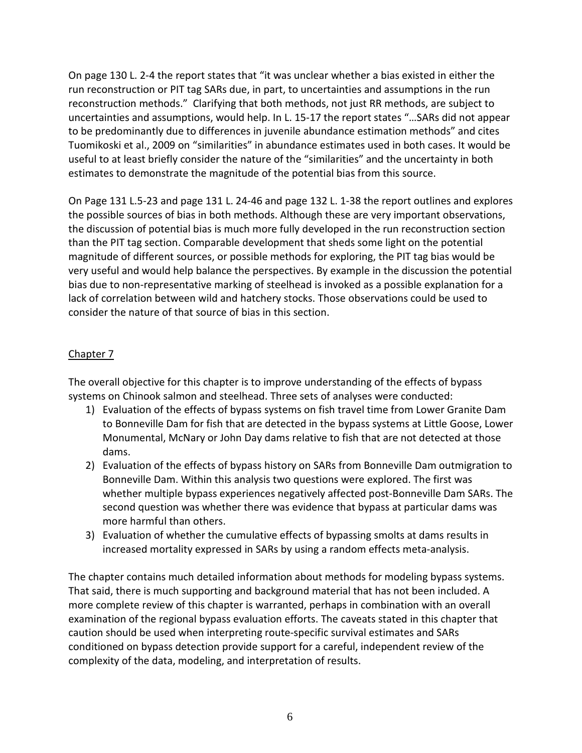On page 130 L. 2-4 the report states that "it was unclear whether a bias existed in either the run reconstruction or PIT tag SARs due, in part, to uncertainties and assumptions in the run reconstruction methods." Clarifying that both methods, not just RR methods, are subject to uncertainties and assumptions, would help. In L. 15-17 the report states "…SARs did not appear to be predominantly due to differences in juvenile abundance estimation methods" and cites Tuomikoski et al., 2009 on "similarities" in abundance estimates used in both cases. It would be useful to at least briefly consider the nature of the "similarities" and the uncertainty in both estimates to demonstrate the magnitude of the potential bias from this source.

On Page 131 L.5-23 and page 131 L. 24-46 and page 132 L. 1-38 the report outlines and explores the possible sources of bias in both methods. Although these are very important observations, the discussion of potential bias is much more fully developed in the run reconstruction section than the PIT tag section. Comparable development that sheds some light on the potential magnitude of different sources, or possible methods for exploring, the PIT tag bias would be very useful and would help balance the perspectives. By example in the discussion the potential bias due to non-representative marking of steelhead is invoked as a possible explanation for a lack of correlation between wild and hatchery stocks. Those observations could be used to consider the nature of that source of bias in this section.

## Chapter 7

The overall objective for this chapter is to improve understanding of the effects of bypass systems on Chinook salmon and steelhead. Three sets of analyses were conducted:

1) Evaluation of the effects of bypass systems on fish travel time from Lower Granite Dam to Bonneville Dam for fish that are detected in the bypass systems at Little Goose, Lower Monumental, McNary or John Day dams relative to fish that are not detected at those dams.
2) Evaluation of the effects of bypass history on SARs from Bonneville Dam outmigration to Bonneville Dam. Within this analysis two questions were explored. The first was whether multiple bypass experiences negatively affected post-Bonneville Dam SARs. The second question was whether there was evidence that bypass at particular dams was more harmful than others.
3) Evaluation of whether the cumulative effects of bypassing smolts at dams results in increased mortality expressed in SARs by using a random effects meta-analysis.

The chapter contains much detailed information about methods for modeling bypass systems. That said, there is much supporting and background material that has not been included. A more complete review of this chapter is warranted, perhaps in combination with an overall examination of the regional bypass evaluation efforts. The caveats stated in this chapter that caution should be used when interpreting route-specific survival estimates and SARs conditioned on bypass detection provide support for a careful, independent review of the complexity of the data, modeling, and interpretation of results.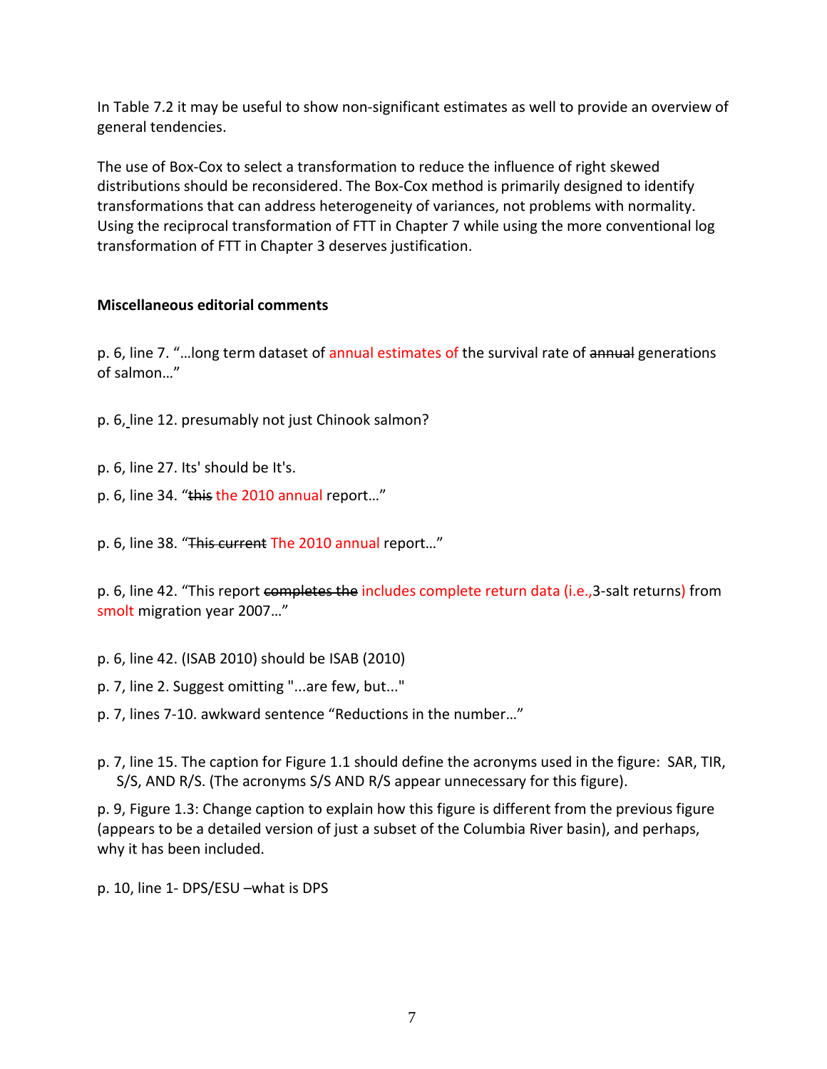In Table 7.2 it may be useful to show non-significant estimates as well to provide an overview of general tendencies.

The use of Box-Cox to select a transformation to reduce the influence of right skewed distributions should be reconsidered. The Box-Cox method is primarily designed to identify transformations that can address heterogeneity of variances, not problems with normality. Using the reciprocal transformation of FTT in Chapter 7 while using the more conventional log transformation of FTT in Chapter 3 deserves justification.

**Miscellaneous editorial comments**

p. 6, line 7. "…long term dataset of annual estimates of the survival rate of ~~annual~~ generations of salmon…"

p. 6, line 12. presumably not just Chinook salmon?

p. 6, line 27. Its' should be It's.

p. 6, line 34. "~~this~~ the 2010 annual report…"

p. 6, line 38. "~~This current~~ The 2010 annual report…"

p. 6, line 42. "This report ~~completes the~~ includes complete return data (i.e.,3-salt returns) from smolt migration year 2007…"

p. 6, line 42. (ISAB 2010) should be ISAB (2010)

p. 7, line 2. Suggest omitting "...are few, but..."

p. 7, lines 7-10. awkward sentence "Reductions in the number…"

p. 7, line 15. The caption for Figure 1.1 should define the acronyms used in the figure: SAR, TIR, S/S, AND R/S. (The acronyms S/S AND R/S appear unnecessary for this figure).

p. 9, Figure 1.3: Change caption to explain how this figure is different from the previous figure (appears to be a detailed version of just a subset of the Columbia River basin), and perhaps, why it has been included.

p. 10, line 1- DPS/ESU –what is DPS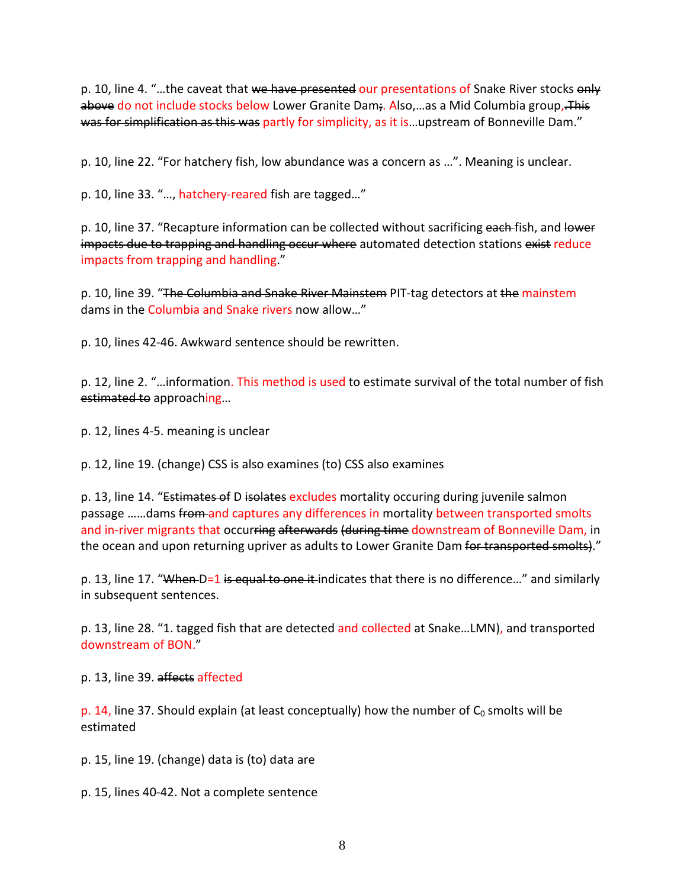p. 10, line 4. "…the caveat that ~~we have presented~~ our presentations of Snake River stocks ~~only above~~ do not include stocks below Lower Granite Dam~~;~~. Also,…as a Mid Columbia group,~~. This was for simplification as this was~~ partly for simplicity, as it is…upstream of Bonneville Dam."

p. 10, line 22. "For hatchery fish, low abundance was a concern as …". Meaning is unclear.

p. 10, line 33. "…, hatchery-reared fish are tagged…"

p. 10, line 37. "Recapture information can be collected without sacrificing ~~each~~ fish, and ~~lower impacts due to trapping and handling occur where~~ automated detection stations ~~exist~~ reduce impacts from trapping and handling."

p. 10, line 39. "~~The Columbia and Snake River Mainstem~~ PIT-tag detectors at ~~the~~ mainstem dams in the Columbia and Snake rivers now allow…"

p. 10, lines 42-46. Awkward sentence should be rewritten.

p. 12, line 2. "…information. This method is used to estimate survival of the total number of fish ~~estimated to~~ approaching…

p. 12, lines 4-5. meaning is unclear

p. 12, line 19. (change) CSS is also examines (to) CSS also examines

p. 13, line 14. "~~Estimates of~~ D ~~isolates~~ excludes mortality occuring during juvenile salmon passage ……dams ~~from~~ and captures any differences in mortality between transported smolts and in-river migrants that occur~~ring~~ ~~afterwards~~ ~~(during time~~ downstream of Bonneville Dam, in the ocean and upon returning upriver as adults to Lower Granite Dam ~~for transported smolts)~~."

p. 13, line 17. "~~When~~ D=1 ~~is equal to one it~~ indicates that there is no difference…" and similarly in subsequent sentences.

p. 13, line 28. "1. tagged fish that are detected and collected at Snake…LMN), and transported downstream of BON."

p. 13, line 39. ~~affects~~ affected

p. 14, line 37. Should explain (at least conceptually) how the number of $C_0$ smolts will be estimated

p. 15, line 19. (change) data is (to) data are

p. 15, lines 40-42. Not a complete sentence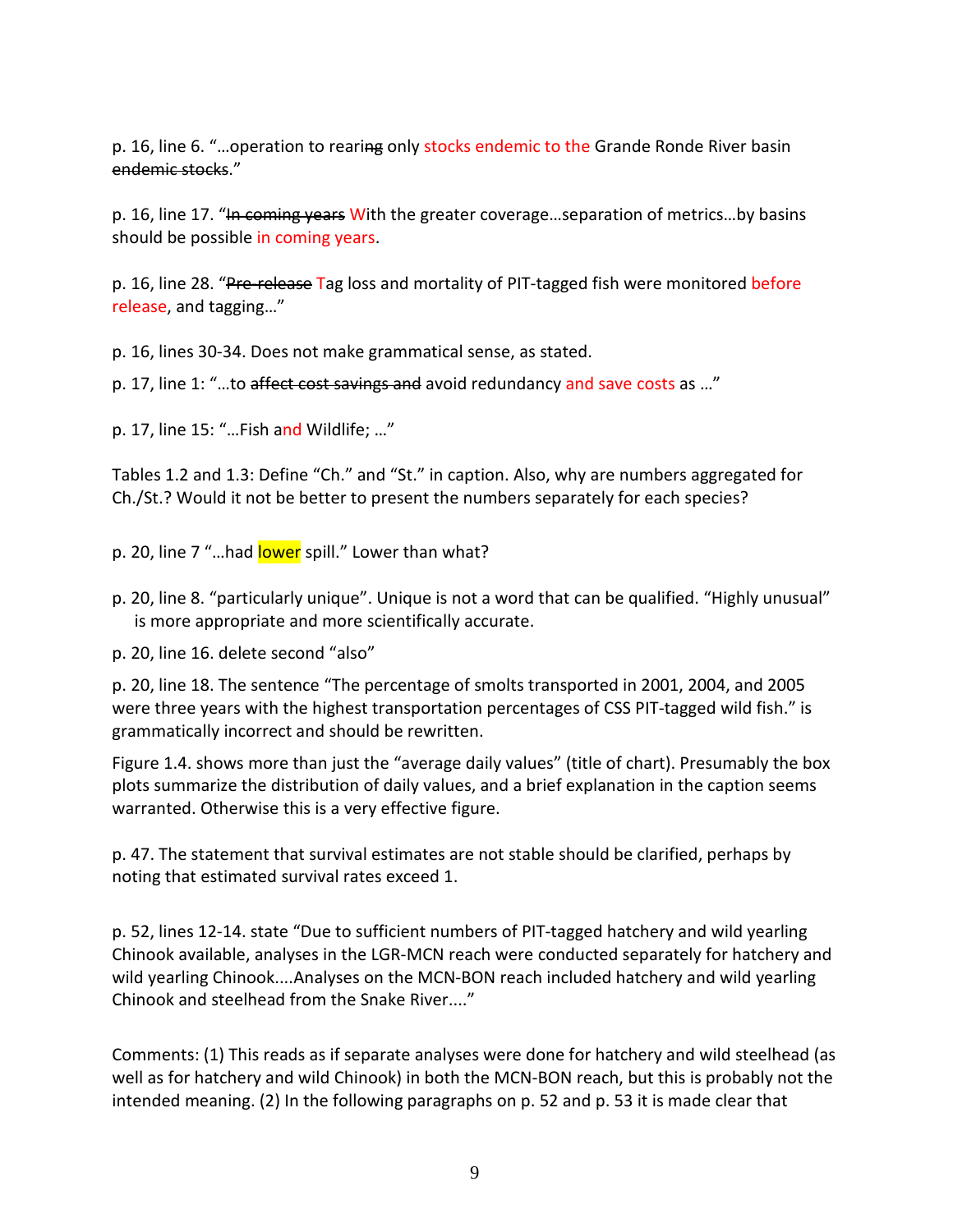p. 16, line 6. "…operation to rearing only stocks endemic to the Grande Ronde River basin ~~endemic stocks~~."

p. 16, line 17. "~~In coming years~~ With the greater coverage…separation of metrics…by basins should be possible in coming years.

p. 16, line 28. "~~Pre-release~~ Tag loss and mortality of PIT-tagged fish were monitored before release, and tagging…"

p. 16, lines 30-34. Does not make grammatical sense, as stated.

p. 17, line 1: "…to ~~affect cost savings and~~ avoid redundancy and save costs as …"

p. 17, line 15: "…Fish and Wildlife; …"

Tables 1.2 and 1.3: Define "Ch." and "St." in caption. Also, why are numbers aggregated for Ch./St.? Would it not be better to present the numbers separately for each species?

p. 20, line 7 "…had lower spill." Lower than what?

p. 20, line 8. "particularly unique". Unique is not a word that can be qualified. "Highly unusual" is more appropriate and more scientifically accurate.

p. 20, line 16. delete second "also"

p. 20, line 18. The sentence "The percentage of smolts transported in 2001, 2004, and 2005 were three years with the highest transportation percentages of CSS PIT-tagged wild fish." is grammatically incorrect and should be rewritten.

Figure 1.4. shows more than just the "average daily values" (title of chart). Presumably the box plots summarize the distribution of daily values, and a brief explanation in the caption seems warranted. Otherwise this is a very effective figure.

p. 47. The statement that survival estimates are not stable should be clarified, perhaps by noting that estimated survival rates exceed 1.

p. 52, lines 12-14. state "Due to sufficient numbers of PIT-tagged hatchery and wild yearling Chinook available, analyses in the LGR-MCN reach were conducted separately for hatchery and wild yearling Chinook....Analyses on the MCN-BON reach included hatchery and wild yearling Chinook and steelhead from the Snake River...."

Comments: (1) This reads as if separate analyses were done for hatchery and wild steelhead (as well as for hatchery and wild Chinook) in both the MCN-BON reach, but this is probably not the intended meaning. (2) In the following paragraphs on p. 52 and p. 53 it is made clear that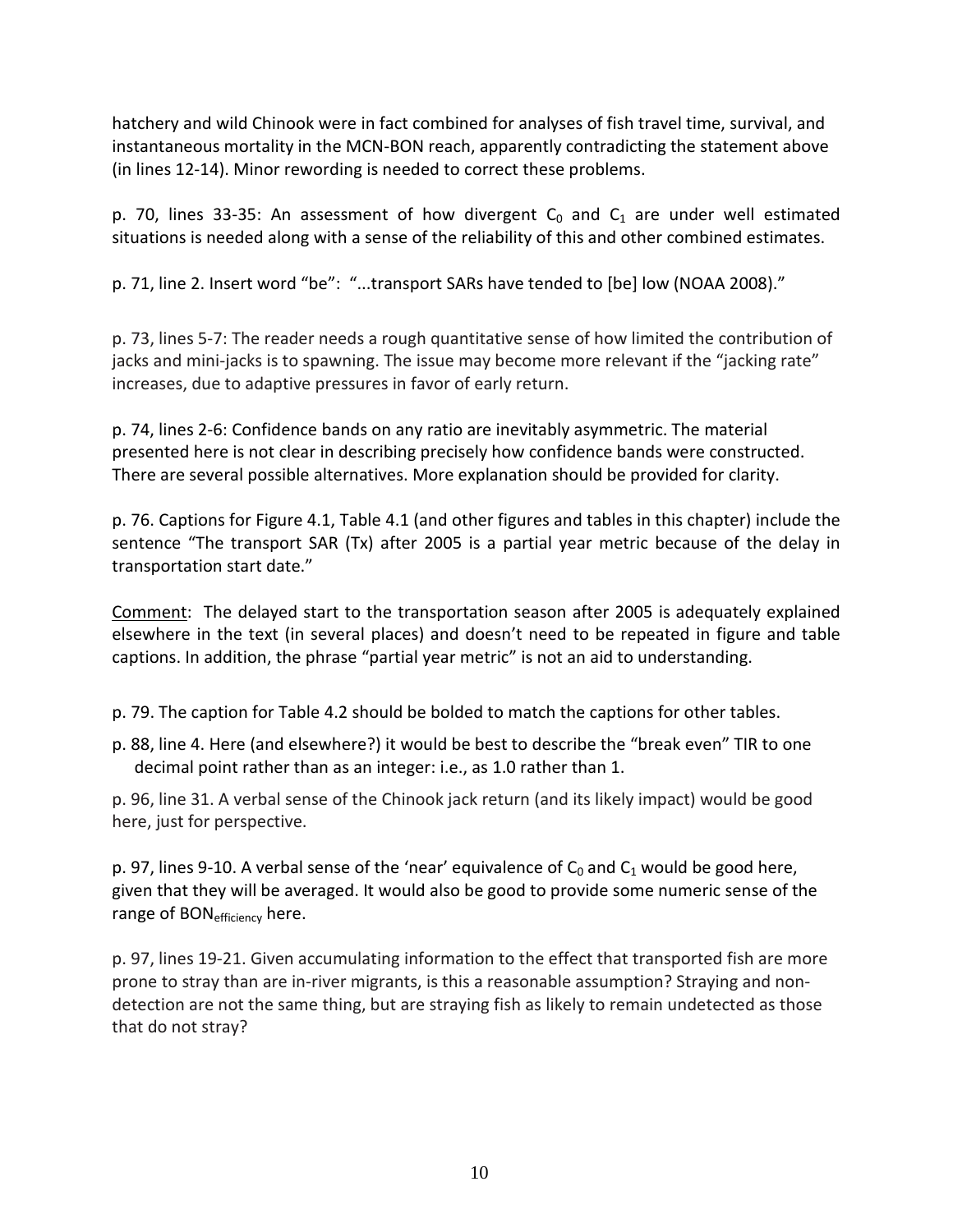hatchery and wild Chinook were in fact combined for analyses of fish travel time, survival, and instantaneous mortality in the MCN-BON reach, apparently contradicting the statement above (in lines 12-14). Minor rewording is needed to correct these problems.

p. 70, lines 33-35: An assessment of how divergent $C_0$ and $C_1$ are under well estimated situations is needed along with a sense of the reliability of this and other combined estimates.

p. 71, line 2. Insert word "be": "...transport SARs have tended to [be] low (NOAA 2008)."

p. 73, lines 5-7: The reader needs a rough quantitative sense of how limited the contribution of jacks and mini-jacks is to spawning. The issue may become more relevant if the "jacking rate" increases, due to adaptive pressures in favor of early return.

p. 74, lines 2-6: Confidence bands on any ratio are inevitably asymmetric. The material presented here is not clear in describing precisely how confidence bands were constructed. There are several possible alternatives. More explanation should be provided for clarity.

p. 76. Captions for Figure 4.1, Table 4.1 (and other figures and tables in this chapter) include the sentence "The transport SAR (Tx) after 2005 is a partial year metric because of the delay in transportation start date."

Comment: The delayed start to the transportation season after 2005 is adequately explained elsewhere in the text (in several places) and doesn't need to be repeated in figure and table captions. In addition, the phrase "partial year metric" is not an aid to understanding.

p. 79. The caption for Table 4.2 should be bolded to match the captions for other tables.

p. 88, line 4. Here (and elsewhere?) it would be best to describe the "break even" TIR to one decimal point rather than as an integer: i.e., as 1.0 rather than 1.

p. 96, line 31. A verbal sense of the Chinook jack return (and its likely impact) would be good here, just for perspective.

p. 97, lines 9-10. A verbal sense of the 'near' equivalence of $C_0$ and $C_1$ would be good here, given that they will be averaged. It would also be good to provide some numeric sense of the range of $BON_{efficiency}$ here.

p. 97, lines 19-21. Given accumulating information to the effect that transported fish are more prone to stray than are in-river migrants, is this a reasonable assumption? Straying and non-detection are not the same thing, but are straying fish as likely to remain undetected as those that do not stray?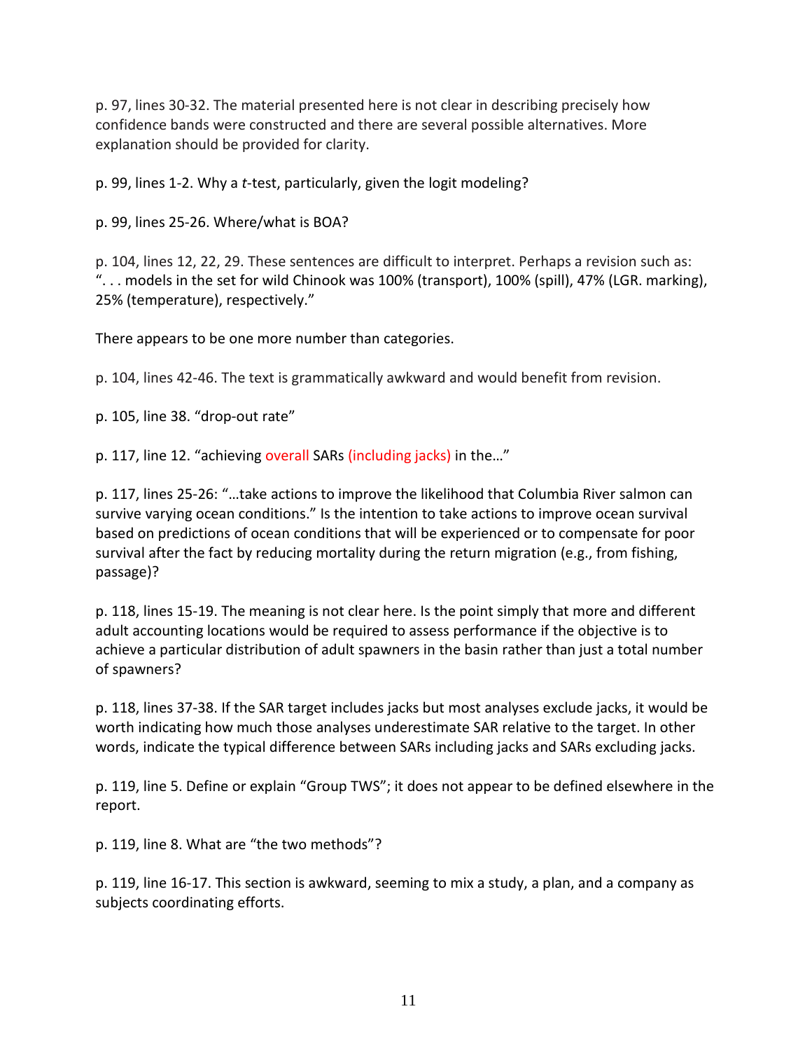p. 97, lines 30-32. The material presented here is not clear in describing precisely how confidence bands were constructed and there are several possible alternatives. More explanation should be provided for clarity.

p. 99, lines 1-2. Why a *t*-test, particularly, given the logit modeling?

p. 99, lines 25-26. Where/what is BOA?

p. 104, lines 12, 22, 29. These sentences are difficult to interpret. Perhaps a revision such as: ". . . models in the set for wild Chinook was 100% (transport), 100% (spill), 47% (LGR. marking), 25% (temperature), respectively."

There appears to be one more number than categories.

p. 104, lines 42-46. The text is grammatically awkward and would benefit from revision.

p. 105, line 38. "drop-out rate"

p. 117, line 12. "achieving overall SARs (including jacks) in the…"

p. 117, lines 25-26: "…take actions to improve the likelihood that Columbia River salmon can survive varying ocean conditions." Is the intention to take actions to improve ocean survival based on predictions of ocean conditions that will be experienced or to compensate for poor survival after the fact by reducing mortality during the return migration (e.g., from fishing, passage)?

p. 118, lines 15-19. The meaning is not clear here. Is the point simply that more and different adult accounting locations would be required to assess performance if the objective is to achieve a particular distribution of adult spawners in the basin rather than just a total number of spawners?

p. 118, lines 37-38. If the SAR target includes jacks but most analyses exclude jacks, it would be worth indicating how much those analyses underestimate SAR relative to the target. In other words, indicate the typical difference between SARs including jacks and SARs excluding jacks.

p. 119, line 5. Define or explain "Group TWS"; it does not appear to be defined elsewhere in the report.

p. 119, line 8. What are "the two methods"?

p. 119, line 16-17. This section is awkward, seeming to mix a study, a plan, and a company as subjects coordinating efforts.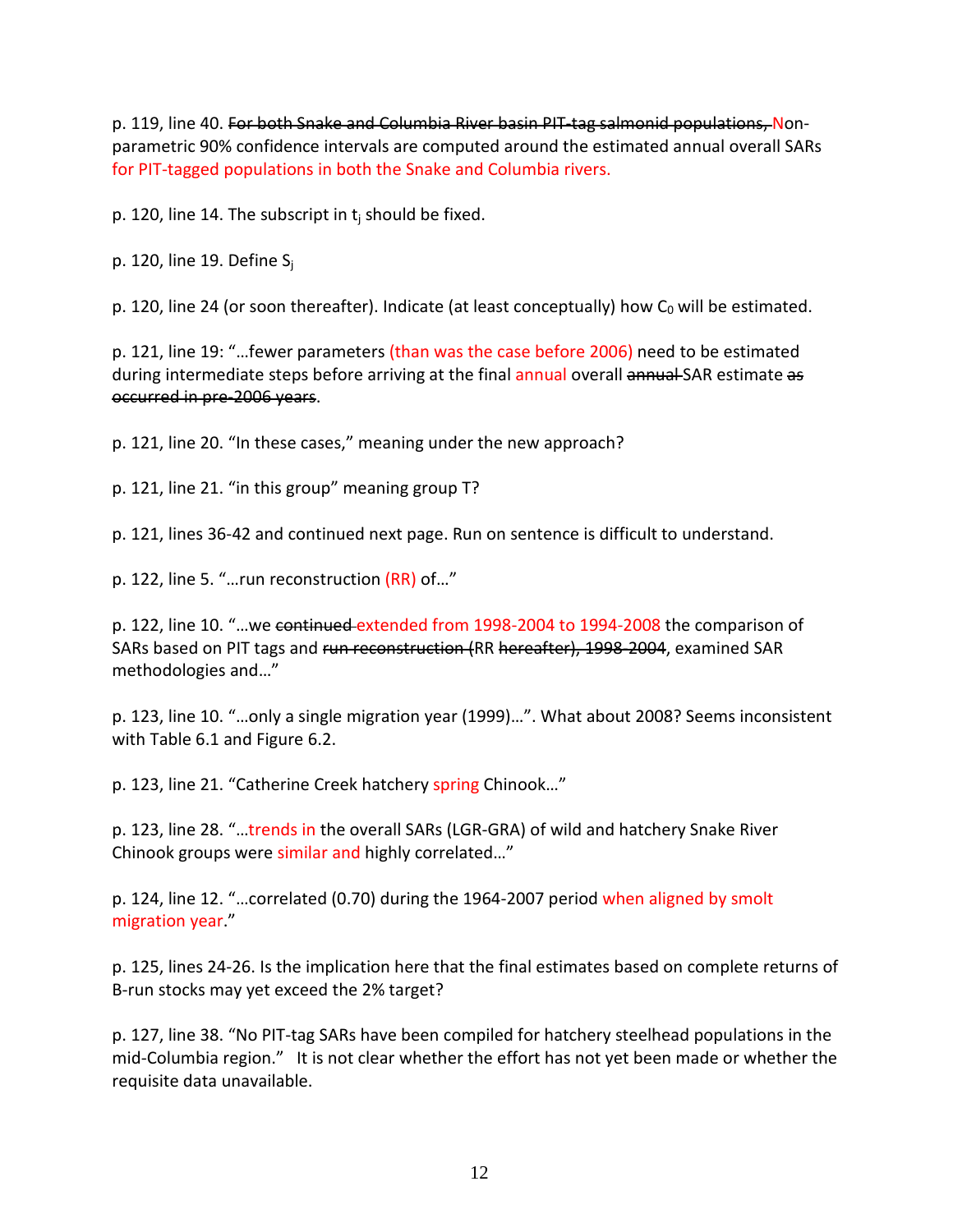p. 119, line 40. ~~For both Snake and Columbia River basin PIT-tag salmonid populations, N~~Non-parametric 90% confidence intervals are computed around the estimated annual overall SARs for PIT-tagged populations in both the Snake and Columbia rivers.

p. 120, line 14. The subscript in $t_j$ should be fixed.

p. 120, line 19. Define $S_j$

p. 120, line 24 (or soon thereafter). Indicate (at least conceptually) how $C_0$ will be estimated.

p. 121, line 19: "…fewer parameters (than was the case before 2006) need to be estimated during intermediate steps before arriving at the final annual overall ~~annual~~ SAR estimate ~~as occurred in pre-2006 years~~."

p. 121, line 20. "In these cases," meaning under the new approach?

p. 121, line 21. "in this group" meaning group T?

p. 121, lines 36-42 and continued next page. Run on sentence is difficult to understand.

p. 122, line 5. "…run reconstruction (RR) of…"

p. 122, line 10. "…we ~~continued~~ extended from 1998-2004 to 1994-2008 the comparison of SARs based on PIT tags and ~~run reconstruction (~~RR ~~hereafter), 1998-2004~~, examined SAR methodologies and…"

p. 123, line 10. "…only a single migration year (1999)…". What about 2008? Seems inconsistent with Table 6.1 and Figure 6.2.

p. 123, line 21. "Catherine Creek hatchery spring Chinook…"

p. 123, line 28. "…trends in the overall SARs (LGR-GRA) of wild and hatchery Snake River Chinook groups were similar and highly correlated…"

p. 124, line 12. "…correlated (0.70) during the 1964-2007 period when aligned by smolt migration year."

p. 125, lines 24-26. Is the implication here that the final estimates based on complete returns of B-run stocks may yet exceed the 2% target?

p. 127, line 38. "No PIT-tag SARs have been compiled for hatchery steelhead populations in the mid-Columbia region." It is not clear whether the effort has not yet been made or whether the requisite data unavailable.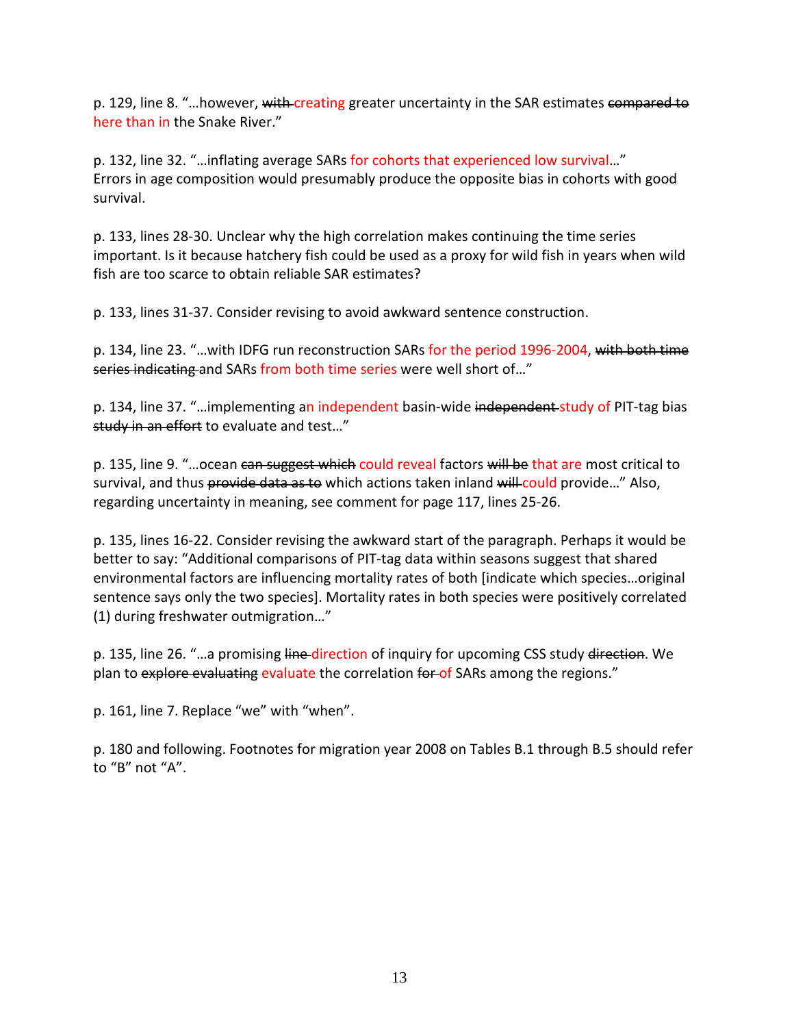p. 129, line 8. "…however, ~~with~~ creating greater uncertainty in the SAR estimates ~~compared to~~ here than in the Snake River."

p. 132, line 32. "…inflating average SARs for cohorts that experienced low survival…" Errors in age composition would presumably produce the opposite bias in cohorts with good survival.

p. 133, lines 28-30. Unclear why the high correlation makes continuing the time series important. Is it because hatchery fish could be used as a proxy for wild fish in years when wild fish are too scarce to obtain reliable SAR estimates?

p. 133, lines 31-37. Consider revising to avoid awkward sentence construction.

p. 134, line 23. "…with IDFG run reconstruction SARs for the period 1996-2004, ~~with both time series indicating~~ and SARs from both time series were well short of…"

p. 134, line 37. "…implementing an independent basin-wide ~~independent~~ study of PIT-tag bias ~~study in an effort~~ to evaluate and test…"

p. 135, line 9. "…ocean ~~can suggest which~~ could reveal factors ~~will be~~ that are most critical to survival, and thus ~~provide data as to~~ which actions taken inland ~~will~~ could provide…" Also, regarding uncertainty in meaning, see comment for page 117, lines 25-26.

p. 135, lines 16-22. Consider revising the awkward start of the paragraph. Perhaps it would be better to say: "Additional comparisons of PIT-tag data within seasons suggest that shared environmental factors are influencing mortality rates of both [indicate which species…original sentence says only the two species]. Mortality rates in both species were positively correlated (1) during freshwater outmigration…"

p. 135, line 26. "…a promising ~~line~~ direction of inquiry for upcoming CSS study ~~direction~~. We plan to ~~explore evaluating~~ evaluate the correlation ~~for~~ of SARs among the regions."

p. 161, line 7. Replace "we" with "when".

p. 180 and following. Footnotes for migration year 2008 on Tables B.1 through B.5 should refer to "B" not "A".